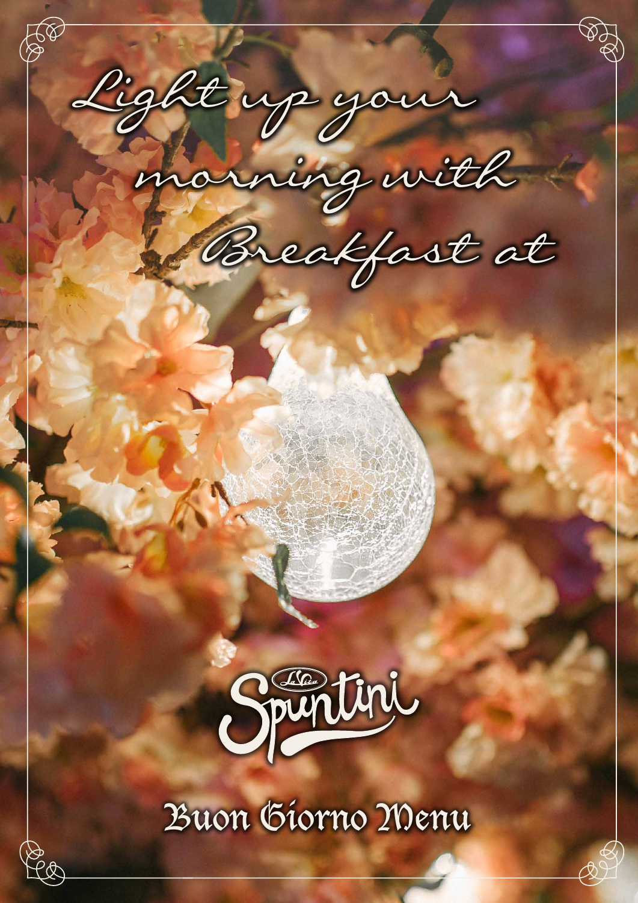# Light up your morning with Breakfast at

La Vita Spuntini

## Buon Giorno Menu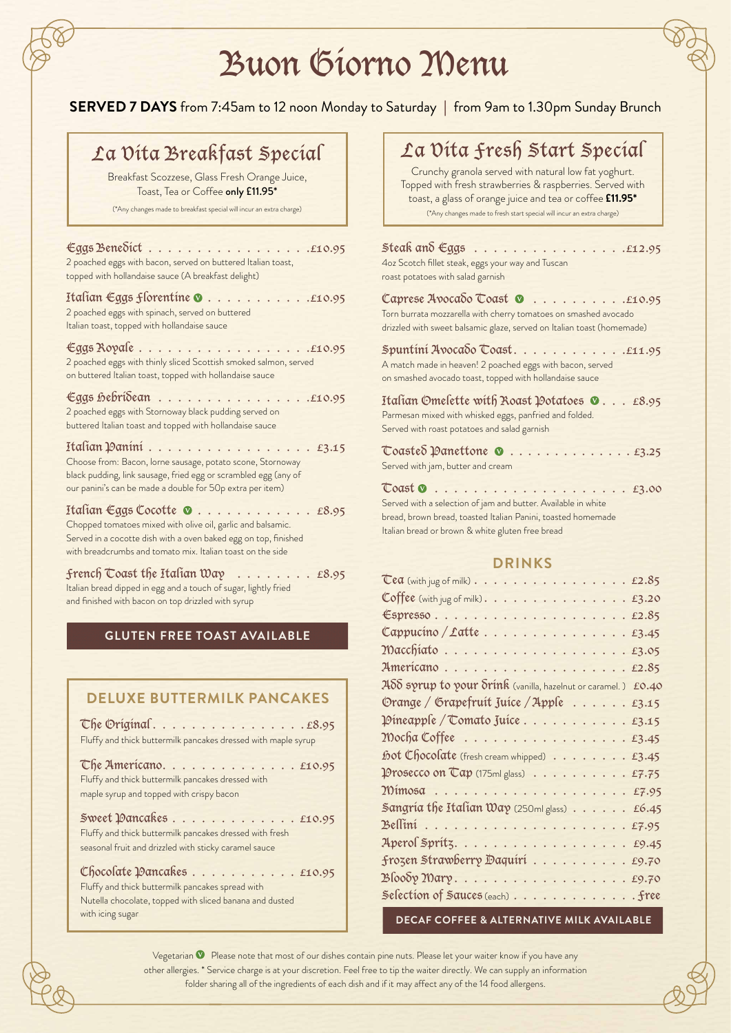# Buon Giorno Menu

**SERVED 7 DAYS** from 7:45am to 12 noon Monday to Saturday | from 9am to 1.30pm Sunday Brunch

## La Vita Breakfast Special

Breakfast Scozzese, Glass Fresh Orange Juice, Toast, Tea or Coffee **only £11.95***

(*Any changes made to breakfast special will incur an extra charge)

**Eggs Benedict** . . . . . . . . . . . . . . . . . £10.95
2 poached eggs with bacon, served on buttered Italian toast, topped with hollandaise sauce (A breakfast delight)

**Italian Eggs Florentine** (V) . . . . . . . . . . . £10.95
2 poached eggs with spinach, served on buttered Italian toast, topped with hollandaise sauce

**Eggs Royale** . . . . . . . . . . . . . . . . . . £10.95
2 poached eggs with thinly sliced Scottish smoked salmon, served on buttered Italian toast, topped with hollandaise sauce

**Eggs Hebridean** . . . . . . . . . . . . . . . . £10.95
2 poached eggs with Stornoway black pudding served on buttered Italian toast and topped with hollandaise sauce

**Italian Panini** . . . . . . . . . . . . . . . . . £3.15
Choose from: Bacon, lorne sausage, potato scone, Stornoway black pudding, link sausage, fried egg or scrambled egg (any of our panini's can be made a double for 50p extra per item)

**Italian Eggs Cocotte** (V) . . . . . . . . . . . . £8.95
Chopped tomatoes mixed with olive oil, garlic and balsamic. Served in a cocotte dish with a oven baked egg on top, finished with breadcrumbs and tomato mix. Italian toast on the side

**French Toast the Italian Way** . . . . . . . . £8.95
Italian bread dipped in egg and a touch of sugar, lightly fried and finished with bacon on top drizzled with syrup

**GLUTEN FREE TOAST AVAILABLE**

## DELUXE BUTTERMILK PANCAKES

**The Original** . . . . . . . . . . . . . . . . £8.95
Fluffy and thick buttermilk pancakes dressed with maple syrup

**The Americano** . . . . . . . . . . . . . . £10.95
Fluffy and thick buttermilk pancakes dressed with maple syrup and topped with crispy bacon

**Sweet Pancakes** . . . . . . . . . . . . . £10.95
Fluffy and thick buttermilk pancakes dressed with fresh seasonal fruit and drizzled with sticky caramel sauce

**Chocolate Pancakes** . . . . . . . . . . . £10.95
Fluffy and thick buttermilk pancakes spread with Nutella chocolate, topped with sliced banana and dusted with icing sugar

## La Vita Fresh Start Special

Crunchy granola served with natural low fat yoghurt. Topped with fresh strawberries & raspberries. Served with toast, a glass of orange juice and tea or coffee **£11.95***

(*Any changes made to fresh start special will incur an extra charge)

**Steak and Eggs** . . . . . . . . . . . . . . . . £12.95
4oz Scotch fillet steak, eggs your way and Tuscan roast potatoes with salad garnish

**Caprese Avocado Toast** (V) . . . . . . . . . . £10.95
Torn burrata mozzarella with cherry tomatoes on smashed avocado drizzled with sweet balsamic glaze, served on Italian toast (homemade)

**Spuntini Avocado Toast** . . . . . . . . . . . £11.95
A match made in heaven! 2 poached eggs with bacon, served on smashed avocado toast, topped with hollandaise sauce

**Italian Omelette with Roast Potatoes** (V) . . . £8.95
Parmesan mixed with whisked eggs, panfried and folded. Served with roast potatoes and salad garnish

**Toasted Panettone** (V) . . . . . . . . . . . . . £3.25
Served with jam, butter and cream

**Toast** (V) . . . . . . . . . . . . . . . . . . . . £3.00
Served with a selection of jam and butter. Available in white bread, brown bread, toasted Italian Panini, toasted homemade Italian bread or brown & white gluten free bread

## DRINKS

**Tea** (with jug of milk) . . . . . . . . . . . . . . £2.85
**Coffee** (with jug of milk) . . . . . . . . . . . . £3.20
**Espresso** . . . . . . . . . . . . . . . . . . . £2.85
**Cappucino / Latte** . . . . . . . . . . . . . . £3.45
**Macchiato** . . . . . . . . . . . . . . . . . . £3.05
**Americano** . . . . . . . . . . . . . . . . . . £2.85
**Add syrup to your drink** (vanilla, hazelnut or caramel.) £0.40
**Orange / Grapefruit Juice / Apple** . . . . . . £3.15
**Pineapple / Tomato Juice** . . . . . . . . . . £3.15
**Mocha Coffee** . . . . . . . . . . . . . . . . £3.45
**Hot Chocolate** (fresh cream whipped) . . . . . . . . £3.45
**Prosecco on Tap** (175ml glass) . . . . . . . . . . £7.75
**Mimosa** . . . . . . . . . . . . . . . . . . . £7.95
**Sangria the Italian Way** (250ml glass) . . . . . . £6.45
**Bellini** . . . . . . . . . . . . . . . . . . . . £7.95
**Aperol Spritz** . . . . . . . . . . . . . . . . . £9.45
**Frozen Strawberry Daquiri** . . . . . . . . . . £9.70
**Bloody Mary** . . . . . . . . . . . . . . . . . £9.70
**Selection of Sauces** (each) . . . . . . . . . . . . Free

**DECAF COFFEE & ALTERNATIVE MILK AVAILABLE**

Vegetarian (V) Please note that most of our dishes contain pine nuts. Please let your waiter know if you have any other allergies. * Service charge is at your discretion. Feel free to tip the waiter directly. We can supply an information folder sharing all of the ingredients of each dish and if it may affect any of the 14 food allergens.